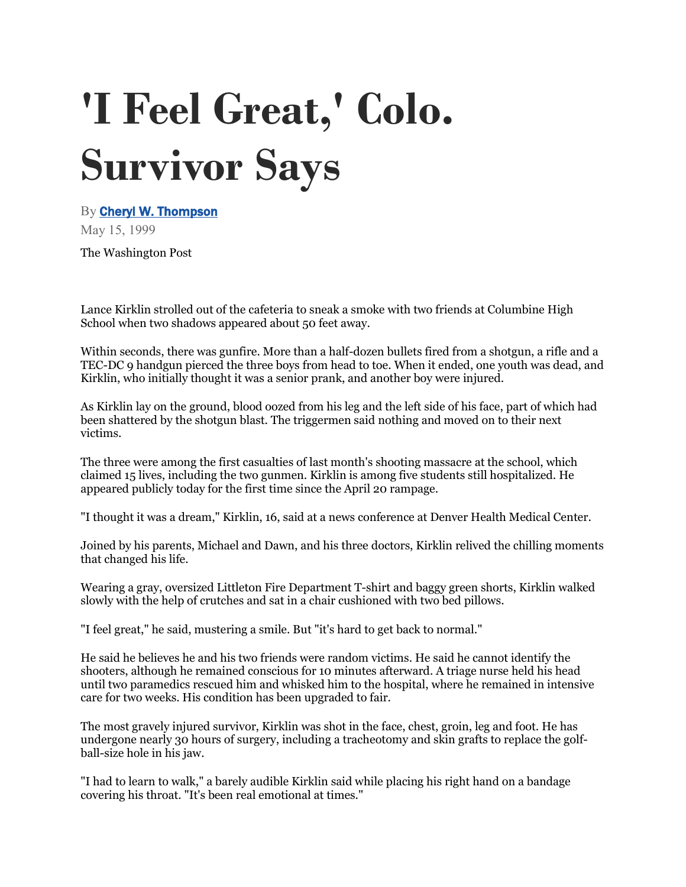# 'I Feel Great,' Colo. Survivor Says

By **Cheryl W. Thompson**

May 15, 1999

The Washington Post

Lance Kirklin strolled out of the cafeteria to sneak a smoke with two friends at Columbine High School when two shadows appeared about 50 feet away.

Within seconds, there was gunfire. More than a half-dozen bullets fired from a shotgun, a rifle and a TEC-DC 9 handgun pierced the three boys from head to toe. When it ended, one youth was dead, and Kirklin, who initially thought it was a senior prank, and another boy were injured.

As Kirklin lay on the ground, blood oozed from his leg and the left side of his face, part of which had been shattered by the shotgun blast. The triggermen said nothing and moved on to their next victims.

The three were among the first casualties of last month's shooting massacre at the school, which claimed 15 lives, including the two gunmen. Kirklin is among five students still hospitalized. He appeared publicly today for the first time since the April 20 rampage.

"I thought it was a dream," Kirklin, 16, said at a news conference at Denver Health Medical Center.

Joined by his parents, Michael and Dawn, and his three doctors, Kirklin relived the chilling moments that changed his life.

Wearing a gray, oversized Littleton Fire Department T-shirt and baggy green shorts, Kirklin walked slowly with the help of crutches and sat in a chair cushioned with two bed pillows.

"I feel great," he said, mustering a smile. But "it's hard to get back to normal."

He said he believes he and his two friends were random victims. He said he cannot identify the shooters, although he remained conscious for 10 minutes afterward. A triage nurse held his head until two paramedics rescued him and whisked him to the hospital, where he remained in intensive care for two weeks. His condition has been upgraded to fair.

The most gravely injured survivor, Kirklin was shot in the face, chest, groin, leg and foot. He has undergone nearly 30 hours of surgery, including a tracheotomy and skin grafts to replace the golf-ball-size hole in his jaw.

"I had to learn to walk," a barely audible Kirklin said while placing his right hand on a bandage covering his throat. "It's been real emotional at times."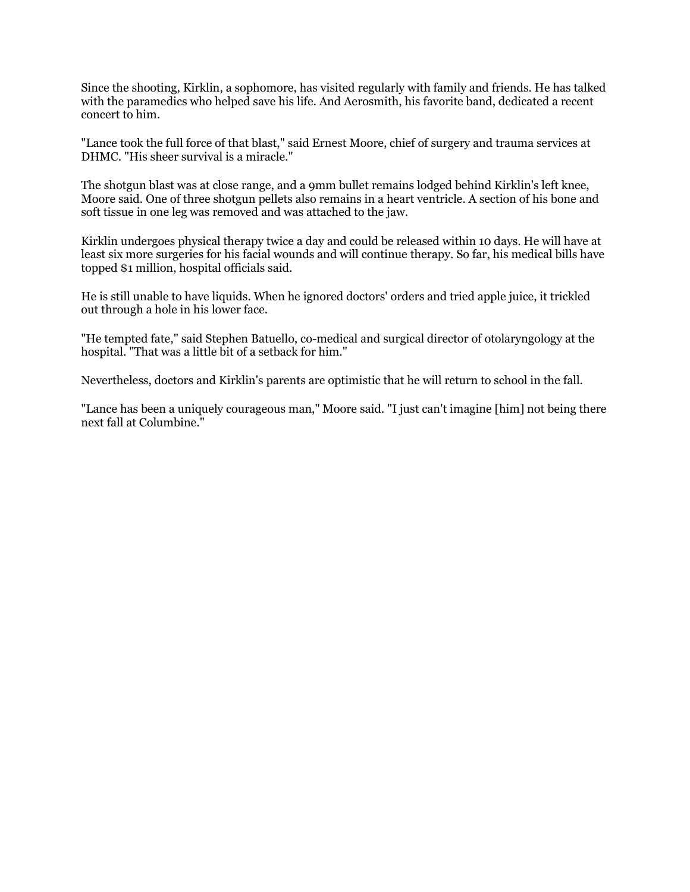Since the shooting, Kirklin, a sophomore, has visited regularly with family and friends. He has talked with the paramedics who helped save his life. And Aerosmith, his favorite band, dedicated a recent concert to him.

"Lance took the full force of that blast," said Ernest Moore, chief of surgery and trauma services at DHMC. "His sheer survival is a miracle."

The shotgun blast was at close range, and a 9mm bullet remains lodged behind Kirklin's left knee, Moore said. One of three shotgun pellets also remains in a heart ventricle. A section of his bone and soft tissue in one leg was removed and was attached to the jaw.

Kirklin undergoes physical therapy twice a day and could be released within 10 days. He will have at least six more surgeries for his facial wounds and will continue therapy. So far, his medical bills have topped $1 million, hospital officials said.

He is still unable to have liquids. When he ignored doctors' orders and tried apple juice, it trickled out through a hole in his lower face.

"He tempted fate," said Stephen Batuello, co-medical and surgical director of otolaryngology at the hospital. "That was a little bit of a setback for him."

Nevertheless, doctors and Kirklin's parents are optimistic that he will return to school in the fall.

"Lance has been a uniquely courageous man," Moore said. "I just can't imagine [him] not being there next fall at Columbine."